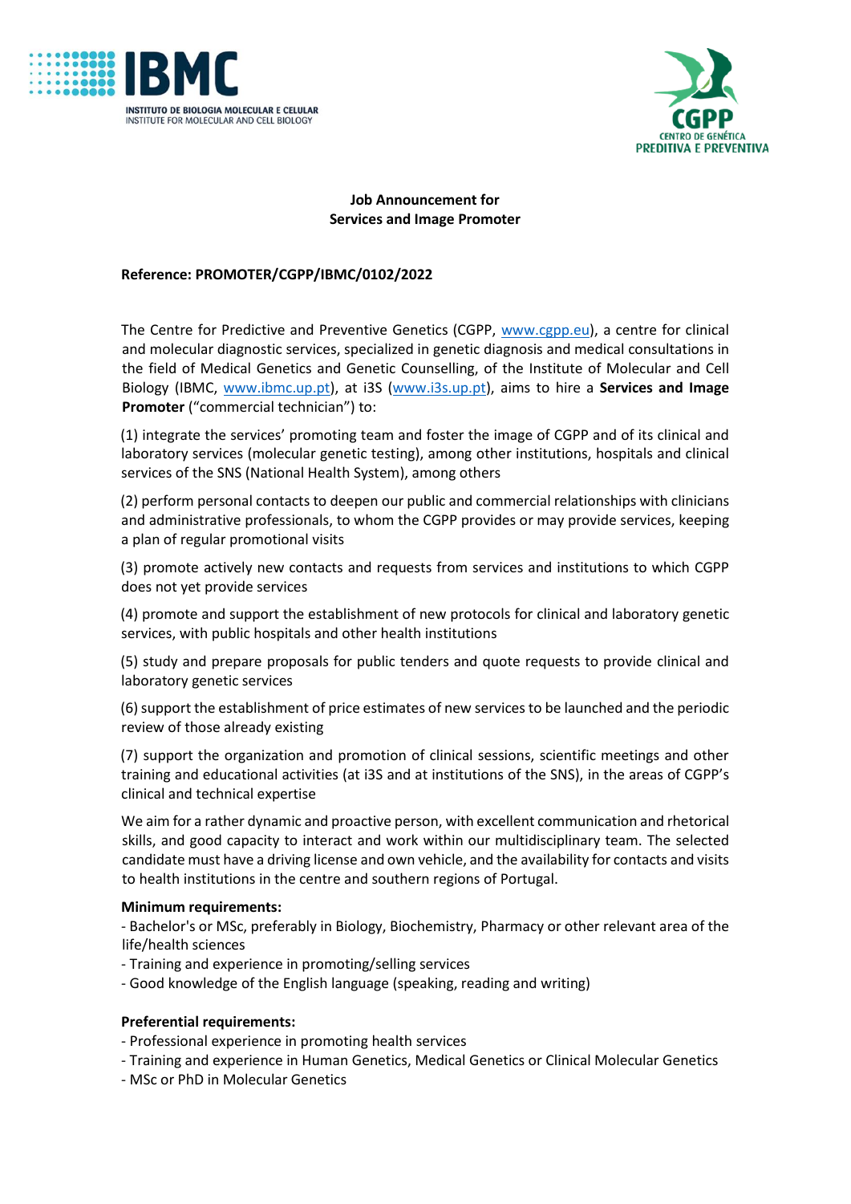**Job Announcement for**
**Services and Image Promoter**

**Reference: PROMOTER/CGPP/IBMC/0102/2022**

The Centre for Predictive and Preventive Genetics (CGPP, www.cgpp.eu), a centre for clinical and molecular diagnostic services, specialized in genetic diagnosis and medical consultations in the field of Medical Genetics and Genetic Counselling, of the Institute of Molecular and Cell Biology (IBMC, www.ibmc.up.pt), at i3S (www.i3s.up.pt), aims to hire a **Services and Image Promoter** ("commercial technician") to:

(1) integrate the services' promoting team and foster the image of CGPP and of its clinical and laboratory services (molecular genetic testing), among other institutions, hospitals and clinical services of the SNS (National Health System), among others

(2) perform personal contacts to deepen our public and commercial relationships with clinicians and administrative professionals, to whom the CGPP provides or may provide services, keeping a plan of regular promotional visits

(3) promote actively new contacts and requests from services and institutions to which CGPP does not yet provide services

(4) promote and support the establishment of new protocols for clinical and laboratory genetic services, with public hospitals and other health institutions

(5) study and prepare proposals for public tenders and quote requests to provide clinical and laboratory genetic services

(6) support the establishment of price estimates of new services to be launched and the periodic review of those already existing

(7) support the organization and promotion of clinical sessions, scientific meetings and other training and educational activities (at i3S and at institutions of the SNS), in the areas of CGPP's clinical and technical expertise

We aim for a rather dynamic and proactive person, with excellent communication and rhetorical skills, and good capacity to interact and work within our multidisciplinary team. The selected candidate must have a driving license and own vehicle, and the availability for contacts and visits to health institutions in the centre and southern regions of Portugal.

**Minimum requirements:**

- Bachelor's or MSc, preferably in Biology, Biochemistry, Pharmacy or other relevant area of the life/health sciences
- Training and experience in promoting/selling services
- Good knowledge of the English language (speaking, reading and writing)

**Preferential requirements:**

- Professional experience in promoting health services
- Training and experience in Human Genetics, Medical Genetics or Clinical Molecular Genetics
- MSc or PhD in Molecular Genetics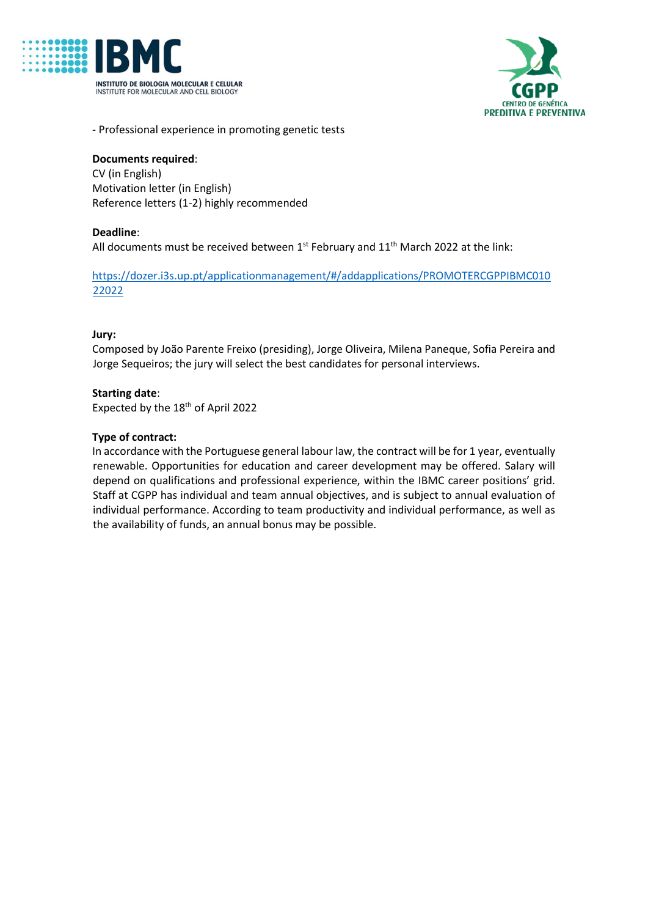- Professional experience in promoting genetic tests

**Documents required**:
CV (in English)
Motivation letter (in English)
Reference letters (1-2) highly recommended

**Deadline**:
All documents must be received between 1st February and 11th March 2022 at the link:

https://dozer.i3s.up.pt/applicationmanagement/#/addapplications/PROMOTERCGPPIBMC01022022

**Jury:**
Composed by João Parente Freixo (presiding), Jorge Oliveira, Milena Paneque, Sofia Pereira and Jorge Sequeiros; the jury will select the best candidates for personal interviews.

**Starting date**:
Expected by the 18th of April 2022

**Type of contract:**
In accordance with the Portuguese general labour law, the contract will be for 1 year, eventually renewable. Opportunities for education and career development may be offered. Salary will depend on qualifications and professional experience, within the IBMC career positions' grid. Staff at CGPP has individual and team annual objectives, and is subject to annual evaluation of individual performance. According to team productivity and individual performance, as well as the availability of funds, an annual bonus may be possible.